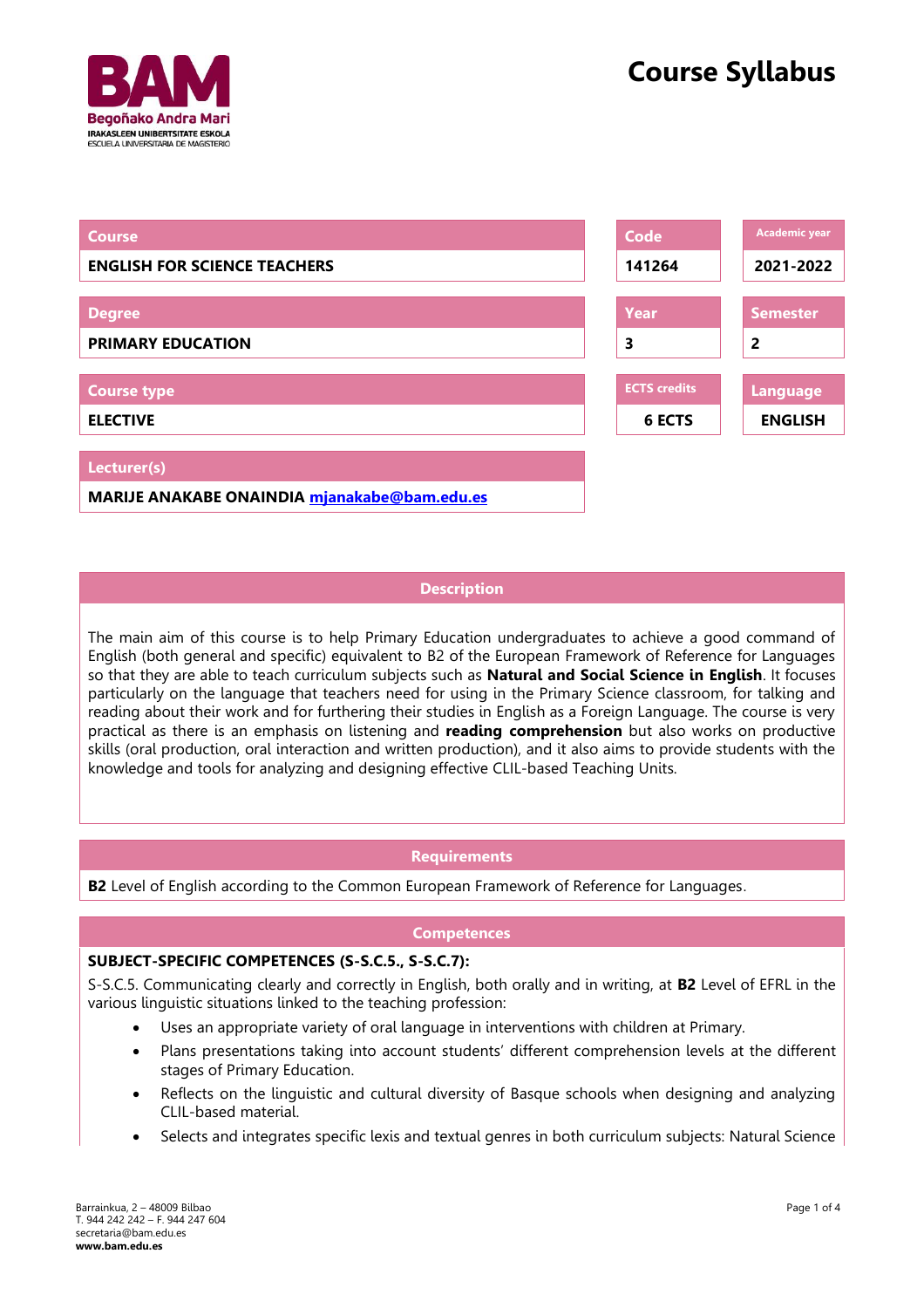# Course Syllabus

| Course | Code | Academic year |
|---|---|---|
| ENGLISH FOR SCIENCE TEACHERS | 141264 | 2021-2022 |

| Degree | Year | Semester |
|---|---|---|
| PRIMARY EDUCATION | 3 | 2 |

| Course type | ECTS credits | Language |
|---|---|---|
| ELECTIVE | 6 ECTS | ENGLISH |

| Lecturer(s) |
|---|
| MARIJE ANAKABE ONAINDIA mjanakabe@bam.edu.es |

## Description

The main aim of this course is to help Primary Education undergraduates to achieve a good command of English (both general and specific) equivalent to B2 of the European Framework of Reference for Languages so that they are able to teach curriculum subjects such as **Natural and Social Science in English**. It focuses particularly on the language that teachers need for using in the Primary Science classroom, for talking and reading about their work and for furthering their studies in English as a Foreign Language. The course is very practical as there is an emphasis on listening and **reading comprehension** but also works on productive skills (oral production, oral interaction and written production), and it also aims to provide students with the knowledge and tools for analyzing and designing effective CLIL-based Teaching Units.

## Requirements

**B2** Level of English according to the Common European Framework of Reference for Languages.

## Competences

**SUBJECT-SPECIFIC COMPETENCES (S-S.C.5., S-S.C.7):**

S-S.C.5. Communicating clearly and correctly in English, both orally and in writing, at **B2** Level of EFRL in the various linguistic situations linked to the teaching profession:

- Uses an appropriate variety of oral language in interventions with children at Primary.
- Plans presentations taking into account students' different comprehension levels at the different stages of Primary Education.
- Reflects on the linguistic and cultural diversity of Basque schools when designing and analyzing CLIL-based material.
- Selects and integrates specific lexis and textual genres in both curriculum subjects: Natural Science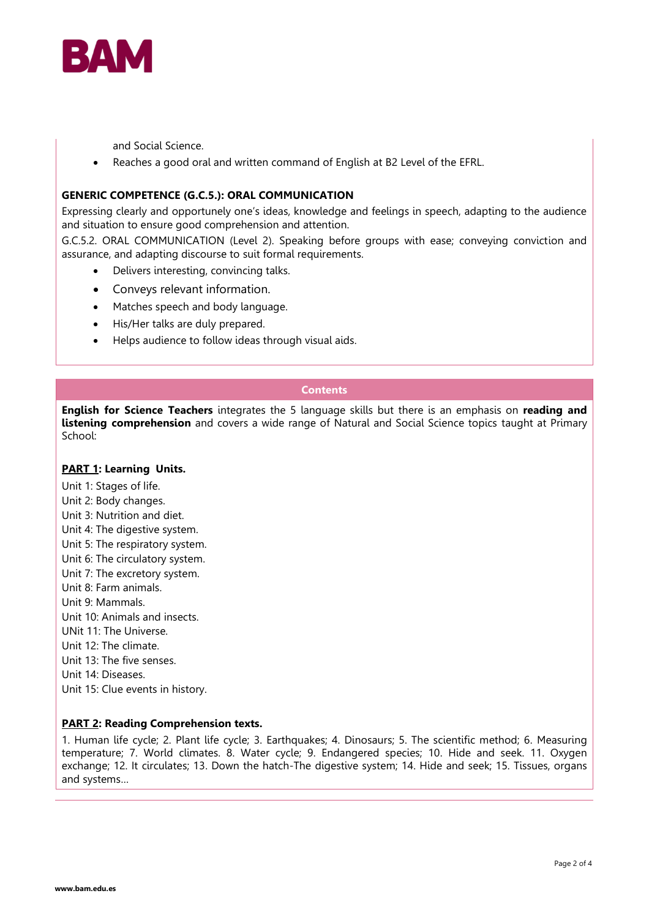and Social Science.

- Reaches a good oral and written command of English at B2 Level of the EFRL.

**GENERIC COMPETENCE (G.C.5.): ORAL COMMUNICATION**

Expressing clearly and opportunely one's ideas, knowledge and feelings in speech, adapting to the audience and situation to ensure good comprehension and attention.

G.C.5.2. ORAL COMMUNICATION (Level 2). Speaking before groups with ease; conveying conviction and assurance, and adapting discourse to suit formal requirements.

- Delivers interesting, convincing talks.
- Conveys relevant information.
- Matches speech and body language.
- His/Her talks are duly prepared.
- Helps audience to follow ideas through visual aids.

## Contents

**English for Science Teachers** integrates the 5 language skills but there is an emphasis on **reading and listening comprehension** and covers a wide range of Natural and Social Science topics taught at Primary School:

**PART 1: Learning Units.**

Unit 1: Stages of life.
Unit 2: Body changes.
Unit 3: Nutrition and diet.
Unit 4: The digestive system.
Unit 5: The respiratory system.
Unit 6: The circulatory system.
Unit 7: The excretory system.
Unit 8: Farm animals.
Unit 9: Mammals.
Unit 10: Animals and insects.
UNit 11: The Universe.
Unit 12: The climate.
Unit 13: The five senses.
Unit 14: Diseases.
Unit 15: Clue events in history.

**PART 2: Reading Comprehension texts.**

1. Human life cycle; 2. Plant life cycle; 3. Earthquakes; 4. Dinosaurs; 5. The scientific method; 6. Measuring temperature; 7. World climates. 8. Water cycle; 9. Endangered species; 10. Hide and seek. 11. Oxygen exchange; 12. It circulates; 13. Down the hatch-The digestive system; 14. Hide and seek; 15. Tissues, organs and systems...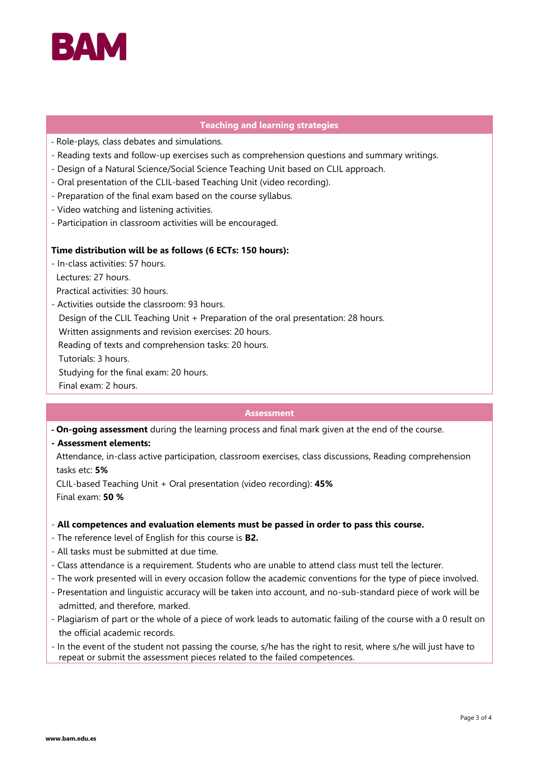## Teaching and learning strategies

- Role-plays, class debates and simulations.
- Reading texts and follow-up exercises such as comprehension questions and summary writings.
- Design of a Natural Science/Social Science Teaching Unit based on CLIL approach.
- Oral presentation of the CLIL-based Teaching Unit (video recording).
- Preparation of the final exam based on the course syllabus.
- Video watching and listening activities.
- Participation in classroom activities will be encouraged.

**Time distribution will be as follows (6 ECTs: 150 hours):**

- In-class activities: 57 hours.
  Lectures: 27 hours.
  Practical activities: 30 hours.
- Activities outside the classroom: 93 hours.
  Design of the CLIL Teaching Unit + Preparation of the oral presentation: 28 hours.
  Written assignments and revision exercises: 20 hours.
  Reading of texts and comprehension tasks: 20 hours.
  Tutorials: 3 hours.
  Studying for the final exam: 20 hours.
  Final exam: 2 hours.

## Assessment

- **On-going assessment** during the learning process and final mark given at the end of the course.
- **Assessment elements:**
  Attendance, in-class active participation, classroom exercises, class discussions, Reading comprehension tasks etc: **5%**
  CLIL-based Teaching Unit + Oral presentation (video recording): **45%**
  Final exam: **50 %**

- **All competences and evaluation elements must be passed in order to pass this course.**
- The reference level of English for this course is **B2.**
- All tasks must be submitted at due time.
- Class attendance is a requirement. Students who are unable to attend class must tell the lecturer.
- The work presented will in every occasion follow the academic conventions for the type of piece involved.
- Presentation and linguistic accuracy will be taken into account, and no-sub-standard piece of work will be admitted, and therefore, marked.
- Plagiarism of part or the whole of a piece of work leads to automatic failing of the course with a 0 result on the official academic records.
- In the event of the student not passing the course, s/he has the right to resit, where s/he will just have to repeat or submit the assessment pieces related to the failed competences.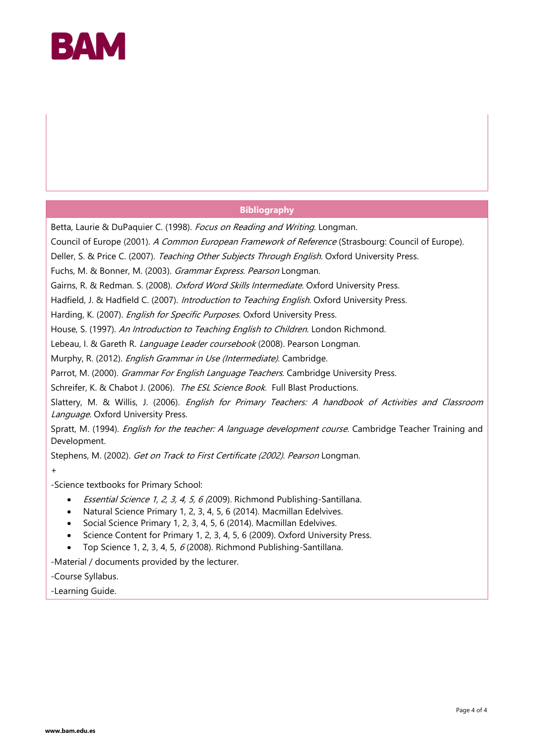## Bibliography

Betta, Laurie & DuPaquier C. (1998). *Focus on Reading and Writing*. Longman.

Council of Europe (2001). *A Common European Framework of Reference* (Strasbourg: Council of Europe).

Deller, S. & Price C. (2007). *Teaching Other Subjects Through English*. Oxford University Press.

Fuchs, M. & Bonner, M. (2003). *Grammar Express. Pearson* Longman.

Gairns, R. & Redman. S. (2008). *Oxford Word Skills Intermediate*. Oxford University Press.

Hadfield, J. & Hadfield C. (2007). *Introduction to Teaching English*. Oxford University Press.

Harding, K. (2007). *English for Specific Purposes*. Oxford University Press.

House, S. (1997). *An Introduction to Teaching English to Children*. London Richmond.

Lebeau, I. & Gareth R. *Language Leader coursebook* (2008). Pearson Longman.

Murphy, R. (2012). *English Grammar in Use (Intermediate)*. Cambridge.

Parrot, M. (2000). *Grammar For English Language Teachers*. Cambridge University Press.

Schreifer, K. & Chabot J. (2006). *The ESL Science Book*. Full Blast Productions.

Slattery, M. & Willis, J. (2006). *English for Primary Teachers: A handbook of Activities and Classroom Language*. Oxford University Press.

Spratt, M. (1994). *English for the teacher: A language development course*. Cambridge Teacher Training and Development.

Stephens, M. (2002). *Get on Track to First Certificate (2002). Pearson* Longman.

+

-Science textbooks for Primary School:

- *Essential Science 1, 2, 3, 4, 5, 6 (*2009). Richmond Publishing-Santillana.
- Natural Science Primary 1, 2, 3, 4, 5, 6 (2014). Macmillan Edelvives.
- Social Science Primary 1, 2, 3, 4, 5, 6 (2014). Macmillan Edelvives.
- Science Content for Primary 1, 2, 3, 4, 5, 6 (2009). Oxford University Press.
- Top Science 1, 2, 3, 4, 5, *6* (2008). Richmond Publishing-Santillana.

-Material / documents provided by the lecturer.

-Course Syllabus.

-Learning Guide.